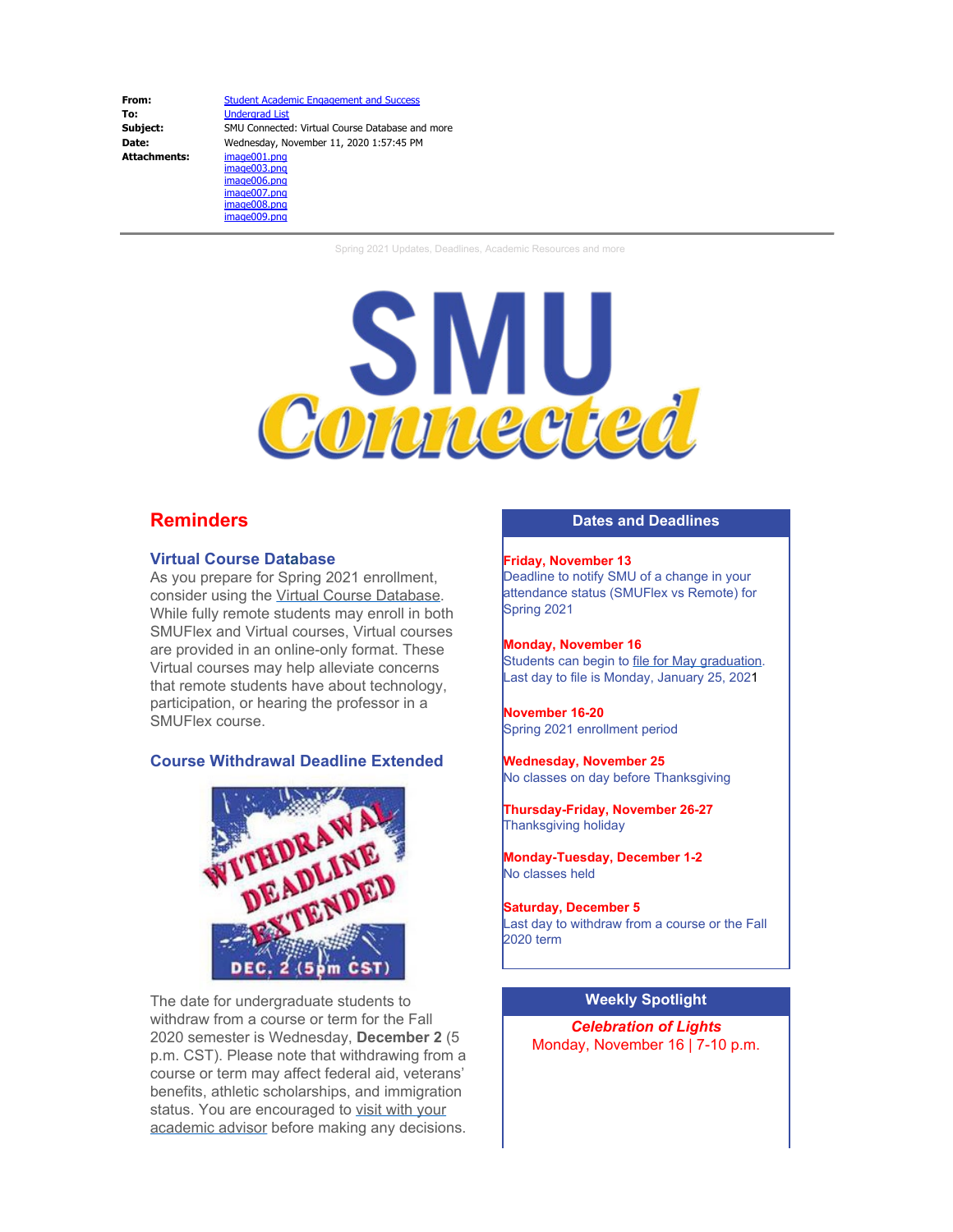**From:** Student Academic Engagement and Success
**To:** Undergrad List
**Subject:** SMU Connected: Virtual Course Database and more
**Date:** Wednesday, November 11, 2020 1:57:45 PM
**Attachments:** image001.png
image003.png
image006.png
image007.png
image008.png
image009.png

---

Spring 2021 Updates, Deadlines, Academic Resources and more

# SMU Connected

## Reminders

### Virtual Course Database

As you prepare for Spring 2021 enrollment, consider using the Virtual Course Database. While fully remote students may enroll in both SMUFlex and Virtual courses, Virtual courses are provided in an online-only format. These Virtual courses may help alleviate concerns that remote students have about technology, participation, or hearing the professor in a SMUFlex course.

### Course Withdrawal Deadline Extended

WITHDRAWAL DEADLINE EXTENDED
DEC. 2 (5pm CST)

The date for undergraduate students to withdraw from a course or term for the Fall 2020 semester is Wednesday, **December 2** (5 p.m. CST). Please note that withdrawing from a course or term may affect federal aid, veterans' benefits, athletic scholarships, and immigration status. You are encouraged to visit with your academic advisor before making any decisions.

## Dates and Deadlines

**Friday, November 13**
Deadline to notify SMU of a change in your attendance status (SMUFlex vs Remote) for Spring 2021

**Monday, November 16**
Students can begin to file for May graduation. Last day to file is Monday, January 25, 2021

**November 16-20**
Spring 2021 enrollment period

**Wednesday, November 25**
No classes on day before Thanksgiving

**Thursday-Friday, November 26-27**
Thanksgiving holiday

**Monday-Tuesday, December 1-2**
No classes held

**Saturday, December 5**
Last day to withdraw from a course or the Fall 2020 term

## Weekly Spotlight

***Celebration of Lights***
Monday, November 16 | 7-10 p.m.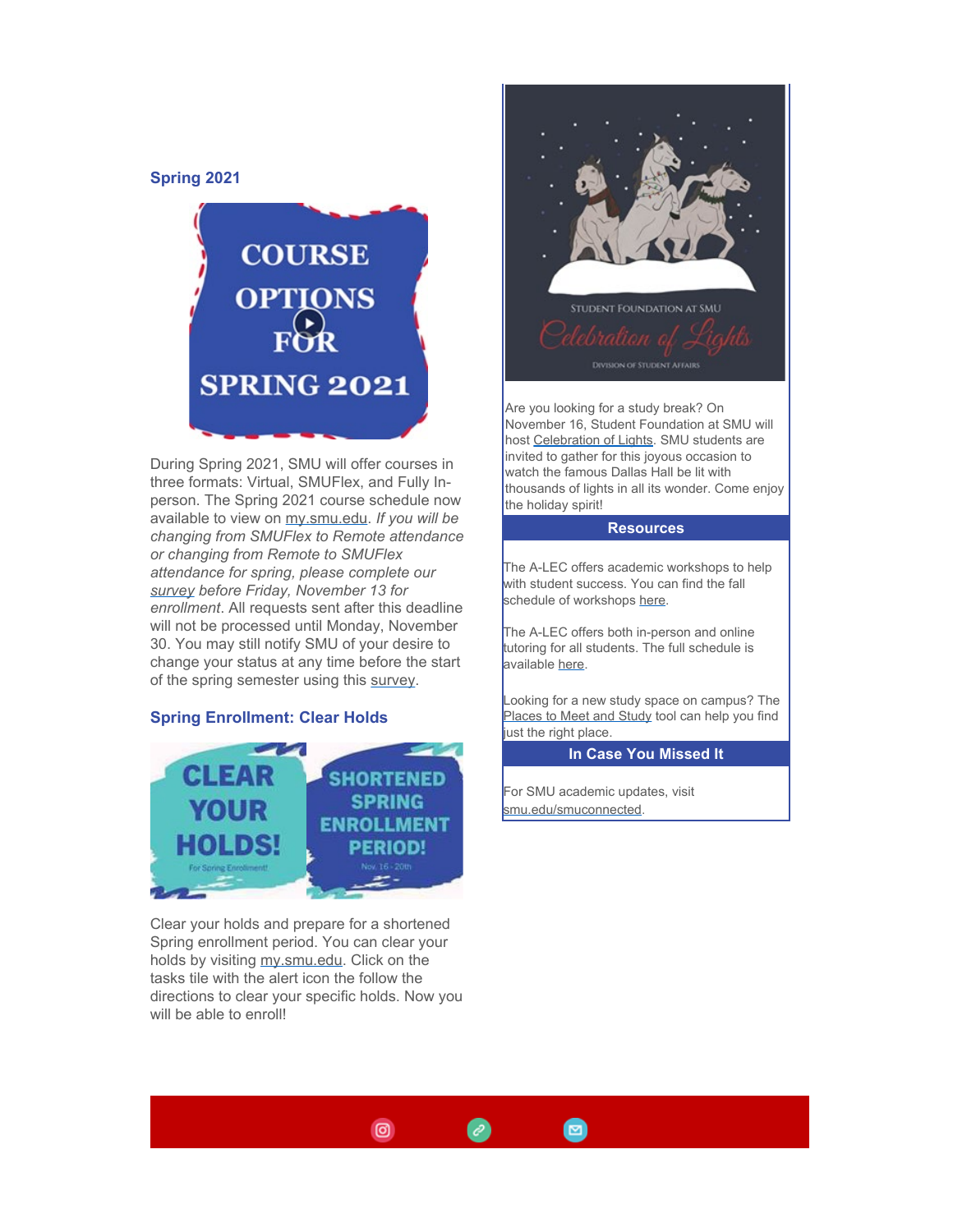## Spring 2021

During Spring 2021, SMU will offer courses in three formats: Virtual, SMUFlex, and Fully In-person. The Spring 2021 course schedule now available to view on my.smu.edu. *If you will be changing from SMUFlex to Remote attendance or changing from Remote to SMUFlex attendance for spring, please complete our survey before Friday, November 13 for enrollment*. All requests sent after this deadline will not be processed until Monday, November 30. You may still notify SMU of your desire to change your status at any time before the start of the spring semester using this survey.

## Spring Enrollment: Clear Holds

Clear your holds and prepare for a shortened Spring enrollment period. You can clear your holds by visiting my.smu.edu. Click on the tasks tile with the alert icon the follow the directions to clear your specific holds. Now you will be able to enroll!

Are you looking for a study break? On November 16, Student Foundation at SMU will host Celebration of Lights. SMU students are invited to gather for this joyous occasion to watch the famous Dallas Hall be lit with thousands of lights in all its wonder. Come enjoy the holiday spirit!

## Resources

The A-LEC offers academic workshops to help with student success. You can find the fall schedule of workshops here.

The A-LEC offers both in-person and online tutoring for all students. The full schedule is available here.

Looking for a new study space on campus? The Places to Meet and Study tool can help you find just the right place.

## In Case You Missed It

For SMU academic updates, visit smu.edu/smuconnected.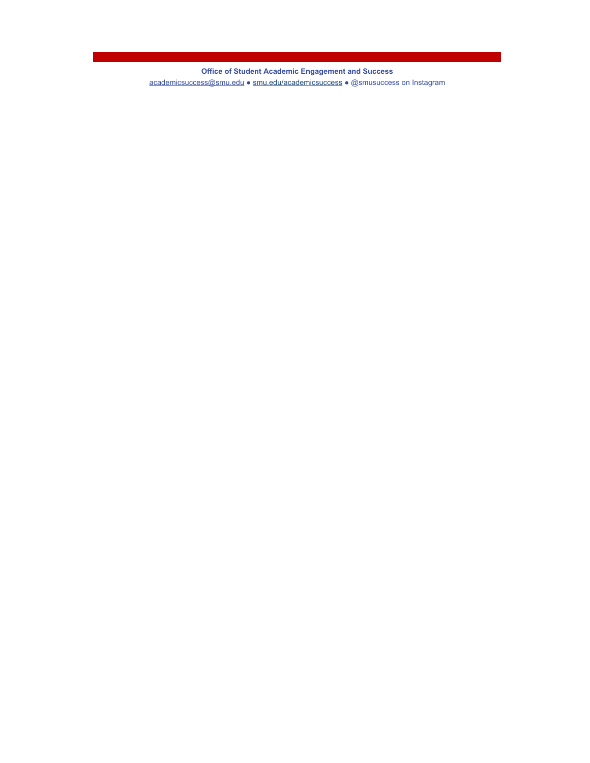**Office of Student Academic Engagement and Success**

academicsuccess@smu.edu ● smu.edu/academicsuccess ● @smusuccess on Instagram